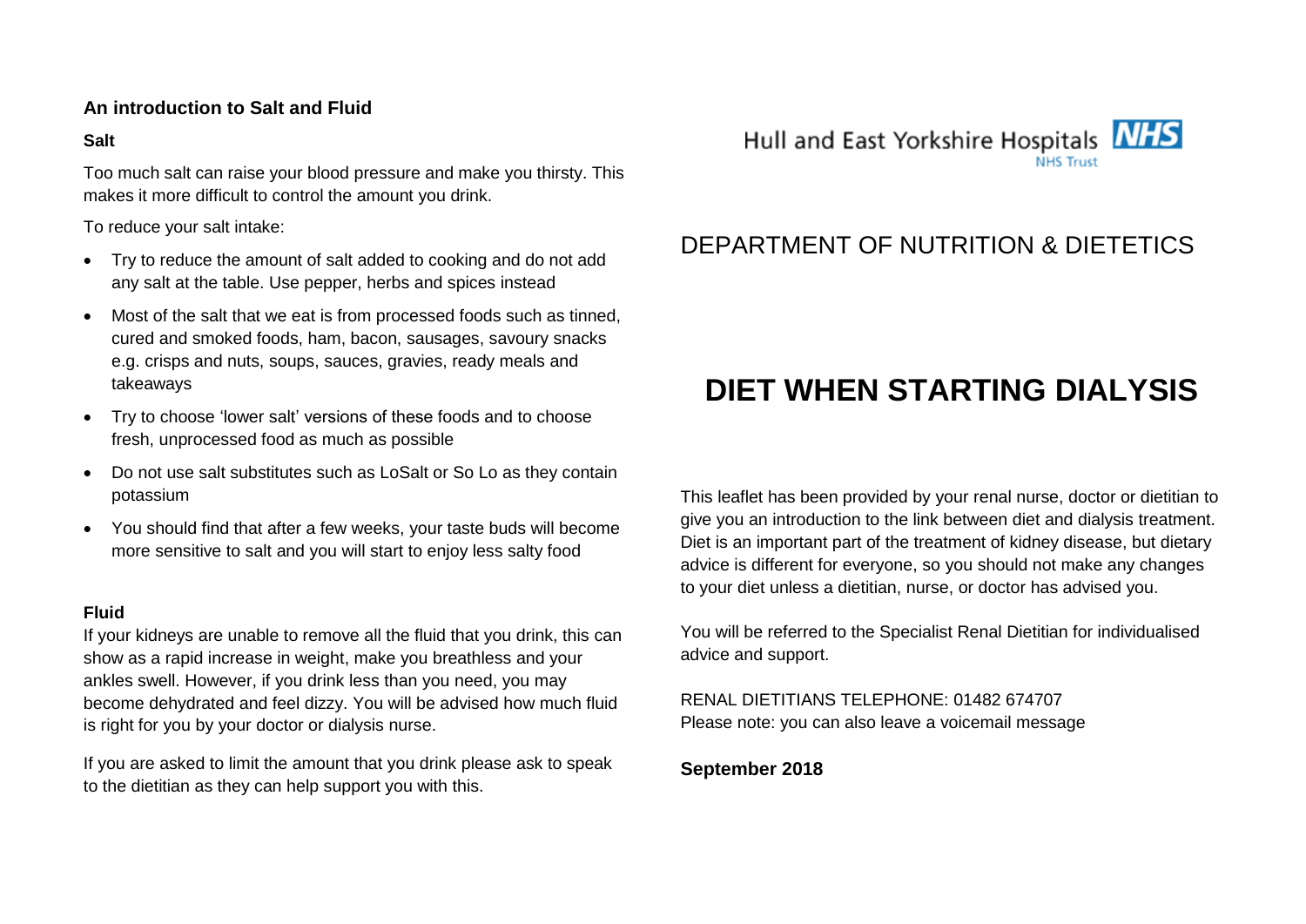## An introduction to Salt and Fluid

### Salt

Too much salt can raise your blood pressure and make you thirsty. This makes it more difficult to control the amount you drink.

To reduce your salt intake:

- Try to reduce the amount of salt added to cooking and do not add any salt at the table. Use pepper, herbs and spices instead
- Most of the salt that we eat is from processed foods such as tinned, cured and smoked foods, ham, bacon, sausages, savoury snacks e.g. crisps and nuts, soups, sauces, gravies, ready meals and takeaways
- Try to choose 'lower salt' versions of these foods and to choose fresh, unprocessed food as much as possible
- Do not use salt substitutes such as LoSalt or So Lo as they contain potassium
- You should find that after a few weeks, your taste buds will become more sensitive to salt and you will start to enjoy less salty food

### Fluid

If your kidneys are unable to remove all the fluid that you drink, this can show as a rapid increase in weight, make you breathless and your ankles swell. However, if you drink less than you need, you may become dehydrated and feel dizzy. You will be advised how much fluid is right for you by your doctor or dialysis nurse.

If you are asked to limit the amount that you drink please ask to speak to the dietitian as they can help support you with this.

Hull and East Yorkshire Hospitals NHS Trust

## DEPARTMENT OF NUTRITION & DIETETICS

# DIET WHEN STARTING DIALYSIS

This leaflet has been provided by your renal nurse, doctor or dietitian to give you an introduction to the link between diet and dialysis treatment. Diet is an important part of the treatment of kidney disease, but dietary advice is different for everyone, so you should not make any changes to your diet unless a dietitian, nurse, or doctor has advised you.

You will be referred to the Specialist Renal Dietitian for individualised advice and support.

RENAL DIETITIANS TELEPHONE: 01482 674707
Please note: you can also leave a voicemail message

**September 2018**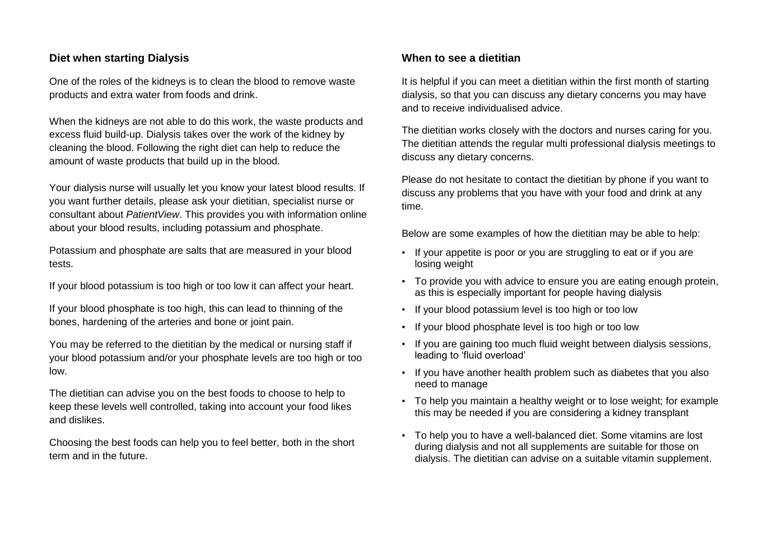## Diet when starting Dialysis

One of the roles of the kidneys is to clean the blood to remove waste products and extra water from foods and drink.

When the kidneys are not able to do this work, the waste products and excess fluid build-up. Dialysis takes over the work of the kidney by cleaning the blood. Following the right diet can help to reduce the amount of waste products that build up in the blood.

Your dialysis nurse will usually let you know your latest blood results. If you want further details, please ask your dietitian, specialist nurse or consultant about *PatientView*. This provides you with information online about your blood results, including potassium and phosphate.

Potassium and phosphate are salts that are measured in your blood tests.

If your blood potassium is too high or too low it can affect your heart.

If your blood phosphate is too high, this can lead to thinning of the bones, hardening of the arteries and bone or joint pain.

You may be referred to the dietitian by the medical or nursing staff if your blood potassium and/or your phosphate levels are too high or too low.

The dietitian can advise you on the best foods to choose to help to keep these levels well controlled, taking into account your food likes and dislikes.

Choosing the best foods can help you to feel better, both in the short term and in the future.

## When to see a dietitian

It is helpful if you can meet a dietitian within the first month of starting dialysis, so that you can discuss any dietary concerns you may have and to receive individualised advice.

The dietitian works closely with the doctors and nurses caring for you. The dietitian attends the regular multi professional dialysis meetings to discuss any dietary concerns.

Please do not hesitate to contact the dietitian by phone if you want to discuss any problems that you have with your food and drink at any time.

Below are some examples of how the dietitian may be able to help:

- If your appetite is poor or you are struggling to eat or if you are losing weight
- To provide you with advice to ensure you are eating enough protein, as this is especially important for people having dialysis
- If your blood potassium level is too high or too low
- If your blood phosphate level is too high or too low
- If you are gaining too much fluid weight between dialysis sessions, leading to 'fluid overload'
- If you have another health problem such as diabetes that you also need to manage
- To help you maintain a healthy weight or to lose weight; for example this may be needed if you are considering a kidney transplant
- To help you to have a well-balanced diet. Some vitamins are lost during dialysis and not all supplements are suitable for those on dialysis. The dietitian can advise on a suitable vitamin supplement.